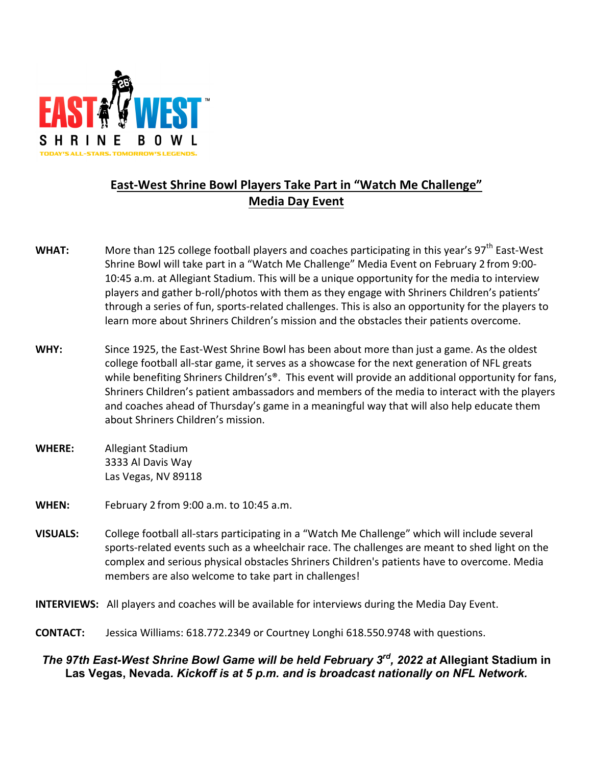EAST WEST SHRINE BOWL

TODAY'S ALL-STARS. TOMORROW'S LEGENDS.

## East-West Shrine Bowl Players Take Part in "Watch Me Challenge" Media Day Event

**WHAT:** More than 125 college football players and coaches participating in this year's 97th East-West Shrine Bowl will take part in a "Watch Me Challenge" Media Event on February 2 from 9:00-10:45 a.m. at Allegiant Stadium. This will be a unique opportunity for the media to interview players and gather b-roll/photos with them as they engage with Shriners Children's patients' through a series of fun, sports-related challenges. This is also an opportunity for the players to learn more about Shriners Children's mission and the obstacles their patients overcome.

**WHY:** Since 1925, the East-West Shrine Bowl has been about more than just a game. As the oldest college football all-star game, it serves as a showcase for the next generation of NFL greats while benefiting Shriners Children's®. This event will provide an additional opportunity for fans, Shriners Children's patient ambassadors and members of the media to interact with the players and coaches ahead of Thursday's game in a meaningful way that will also help educate them about Shriners Children's mission.

**WHERE:** Allegiant Stadium
3333 Al Davis Way
Las Vegas, NV 89118

**WHEN:** February 2 from 9:00 a.m. to 10:45 a.m.

**VISUALS:** College football all-stars participating in a "Watch Me Challenge" which will include several sports-related events such as a wheelchair race. The challenges are meant to shed light on the complex and serious physical obstacles Shriners Children's patients have to overcome. Media members are also welcome to take part in challenges!

**INTERVIEWS:** All players and coaches will be available for interviews during the Media Day Event.

**CONTACT:** Jessica Williams: 618.772.2349 or Courtney Longhi 618.550.9748 with questions.

***The 97th East-West Shrine Bowl Game will be held February 3rd, 2022 at Allegiant Stadium in Las Vegas, Nevada. Kickoff is at 5 p.m. and is broadcast nationally on NFL Network.***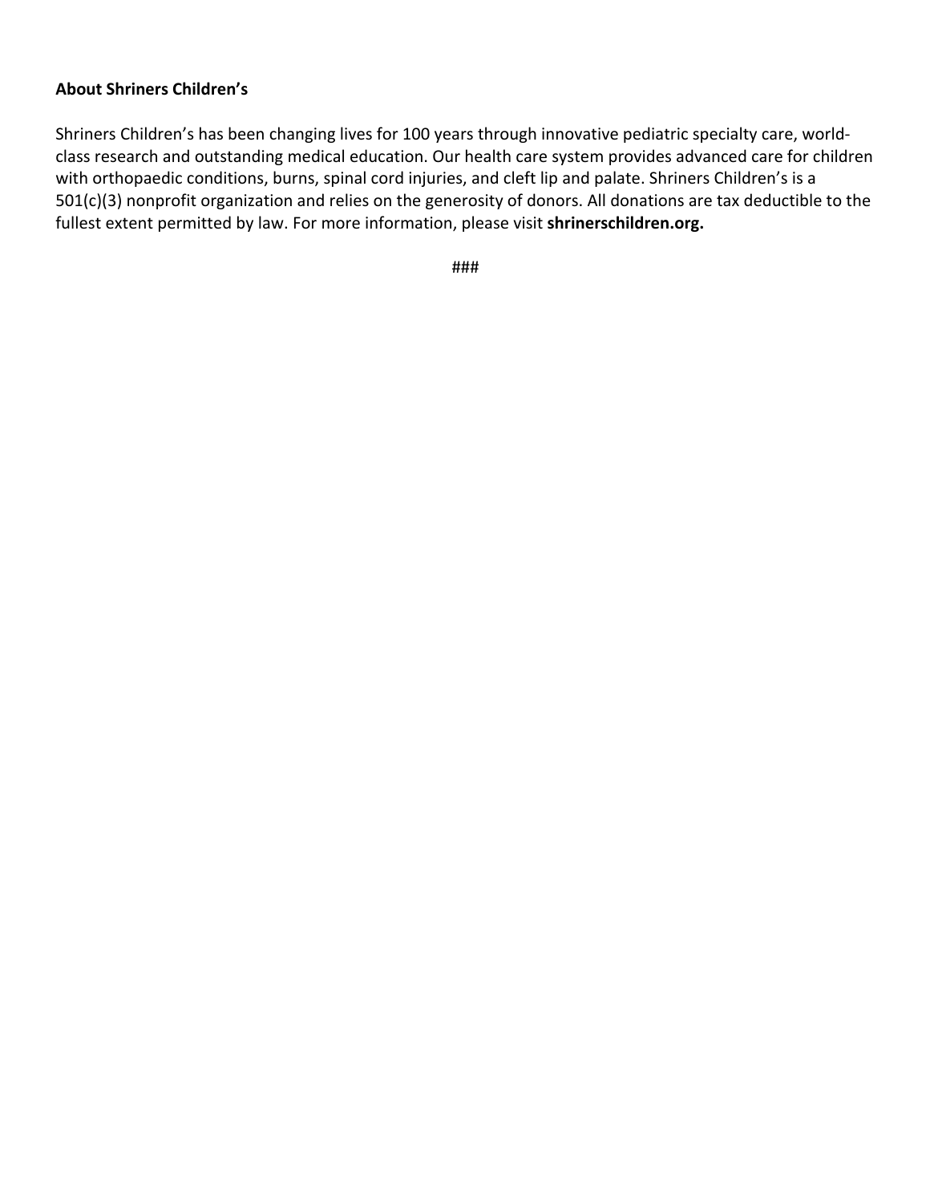**About Shriners Children's**

Shriners Children's has been changing lives for 100 years through innovative pediatric specialty care, world-class research and outstanding medical education. Our health care system provides advanced care for children with orthopaedic conditions, burns, spinal cord injuries, and cleft lip and palate. Shriners Children's is a 501(c)(3) nonprofit organization and relies on the generosity of donors. All donations are tax deductible to the fullest extent permitted by law. For more information, please visit **shrinerschildren.org.**

###